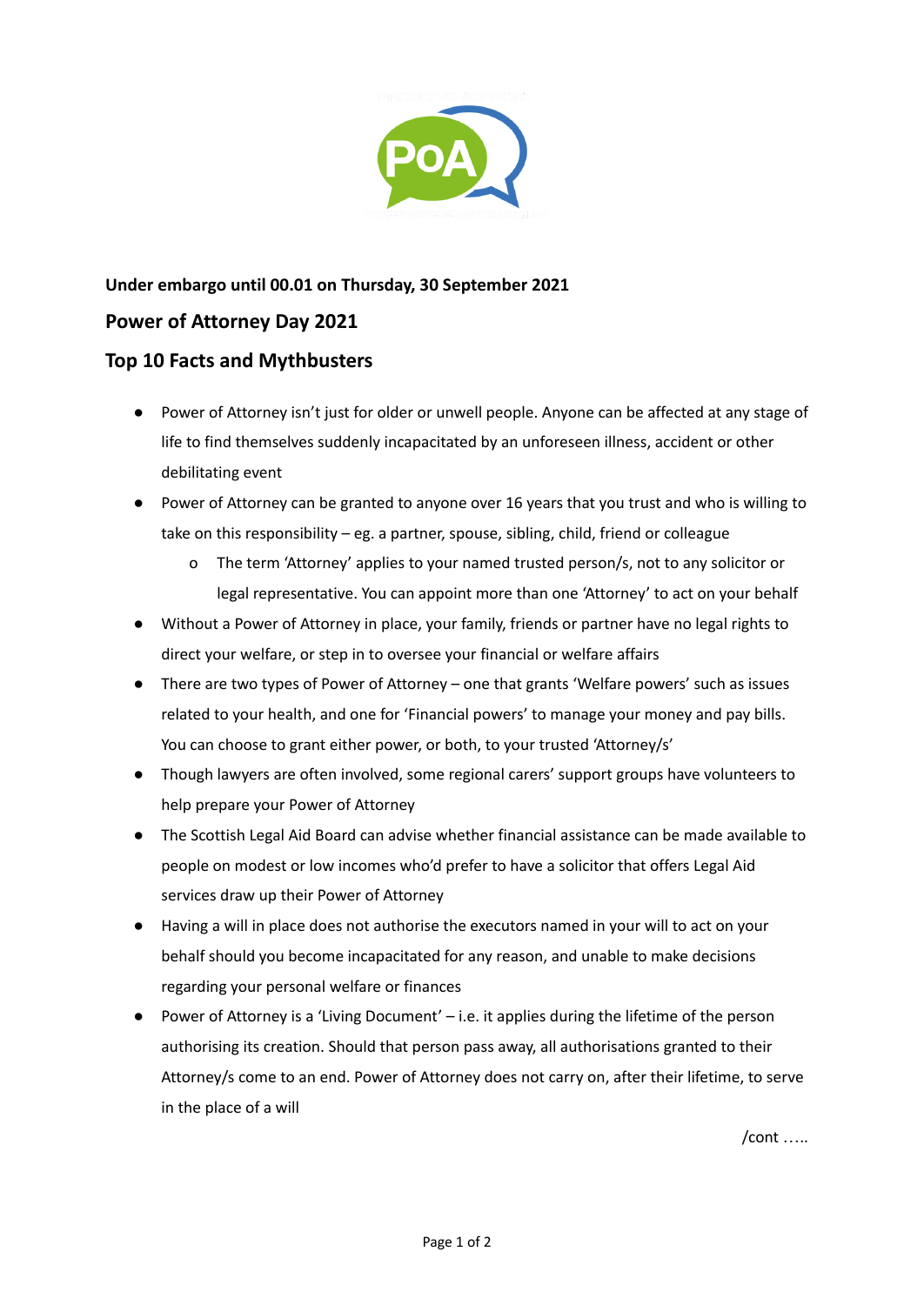**Under embargo until 00.01 on Thursday, 30 September 2021**

## Power of Attorney Day 2021

## Top 10 Facts and Mythbusters

- Power of Attorney isn't just for older or unwell people. Anyone can be affected at any stage of life to find themselves suddenly incapacitated by an unforeseen illness, accident or other debilitating event
- Power of Attorney can be granted to anyone over 16 years that you trust and who is willing to take on this responsibility – eg. a partner, spouse, sibling, child, friend or colleague
    - The term 'Attorney' applies to your named trusted person/s, not to any solicitor or legal representative. You can appoint more than one 'Attorney' to act on your behalf
- Without a Power of Attorney in place, your family, friends or partner have no legal rights to direct your welfare, or step in to oversee your financial or welfare affairs
- There are two types of Power of Attorney – one that grants 'Welfare powers' such as issues related to your health, and one for 'Financial powers' to manage your money and pay bills. You can choose to grant either power, or both, to your trusted 'Attorney/s'
- Though lawyers are often involved, some regional carers' support groups have volunteers to help prepare your Power of Attorney
- The Scottish Legal Aid Board can advise whether financial assistance can be made available to people on modest or low incomes who'd prefer to have a solicitor that offers Legal Aid services draw up their Power of Attorney
- Having a will in place does not authorise the executors named in your will to act on your behalf should you become incapacitated for any reason, and unable to make decisions regarding your personal welfare or finances
- Power of Attorney is a 'Living Document' – i.e. it applies during the lifetime of the person authorising its creation. Should that person pass away, all authorisations granted to their Attorney/s come to an end. Power of Attorney does not carry on, after their lifetime, to serve in the place of a will

/cont …..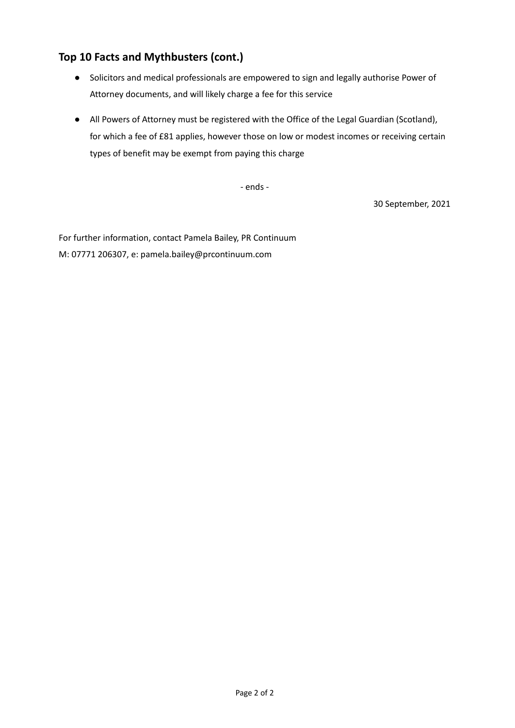## Top 10 Facts and Mythbusters (cont.)

- Solicitors and medical professionals are empowered to sign and legally authorise Power of Attorney documents, and will likely charge a fee for this service
- All Powers of Attorney must be registered with the Office of the Legal Guardian (Scotland), for which a fee of £81 applies, however those on low or modest incomes or receiving certain types of benefit may be exempt from paying this charge

- ends -

30 September, 2021

For further information, contact Pamela Bailey, PR Continuum
M: 07771 206307, e: pamela.bailey@prcontinuum.com